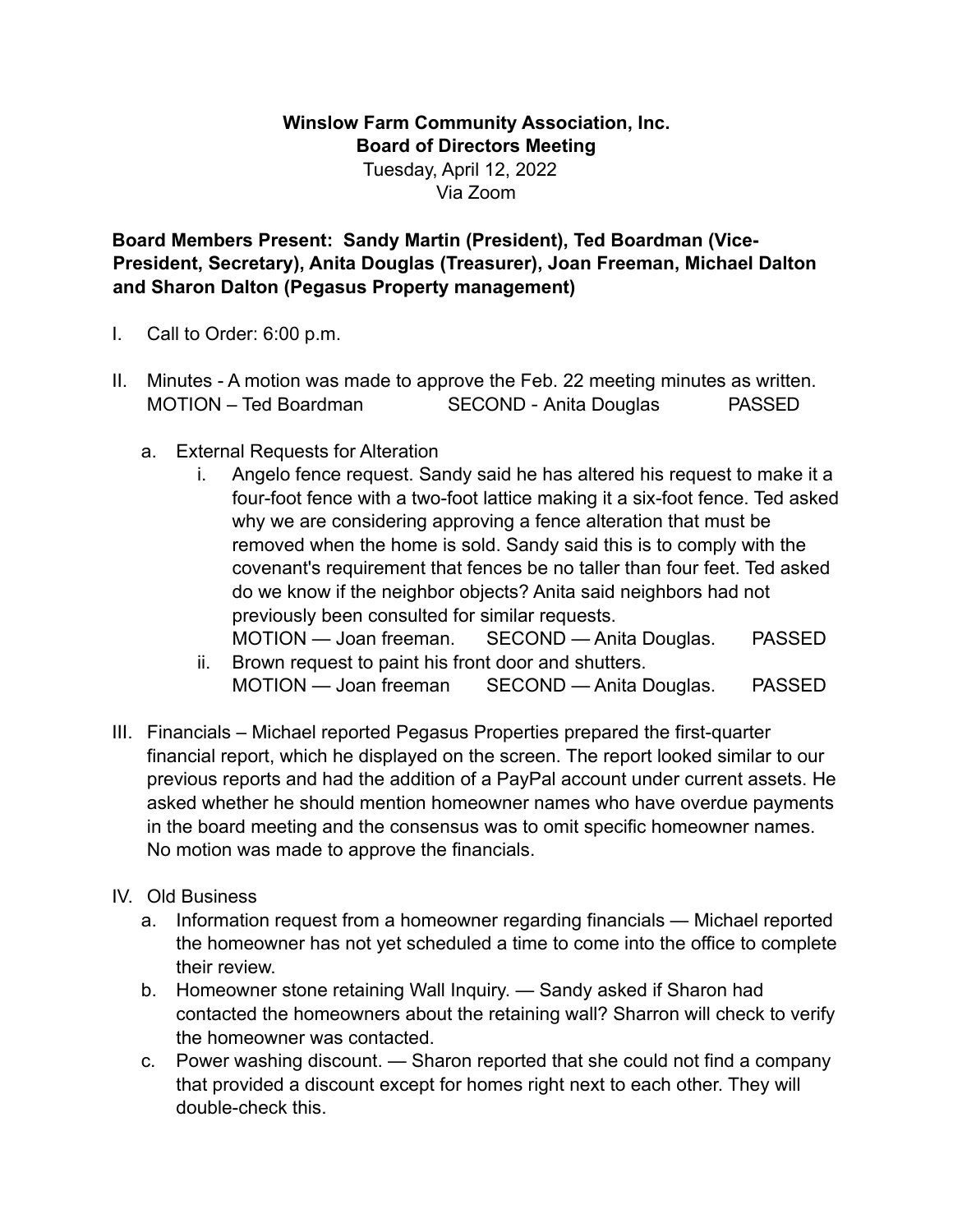**Winslow Farm Community Association, Inc.**
**Board of Directors Meeting**
Tuesday, April 12, 2022
Via Zoom

**Board Members Present: Sandy Martin (President), Ted Boardman (Vice-President, Secretary), Anita Douglas (Treasurer), Joan Freeman, Michael Dalton and Sharon Dalton (Pegasus Property management)**

I. Call to Order: 6:00 p.m.

II. Minutes - A motion was made to approve the Feb. 22 meeting minutes as written.
MOTION – Ted Boardman SECOND - Anita Douglas PASSED

   a. External Requests for Alteration
      i. Angelo fence request. Sandy said he has altered his request to make it a four-foot fence with a two-foot lattice making it a six-foot fence. Ted asked why we are considering approving a fence alteration that must be removed when the home is sold. Sandy said this is to comply with the covenant's requirement that fences be no taller than four feet. Ted asked do we know if the neighbor objects? Anita said neighbors had not previously been consulted for similar requests.
      MOTION — Joan freeman. SECOND — Anita Douglas. PASSED
      ii. Brown request to paint his front door and shutters.
      MOTION — Joan freeman SECOND — Anita Douglas. PASSED

III. Financials – Michael reported Pegasus Properties prepared the first-quarter financial report, which he displayed on the screen. The report looked similar to our previous reports and had the addition of a PayPal account under current assets. He asked whether he should mention homeowner names who have overdue payments in the board meeting and the consensus was to omit specific homeowner names. No motion was made to approve the financials.

IV. Old Business
   a. Information request from a homeowner regarding financials — Michael reported the homeowner has not yet scheduled a time to come into the office to complete their review.
   b. Homeowner stone retaining Wall Inquiry. — Sandy asked if Sharon had contacted the homeowners about the retaining wall? Sharron will check to verify the homeowner was contacted.
   c. Power washing discount. — Sharon reported that she could not find a company that provided a discount except for homes right next to each other. They will double-check this.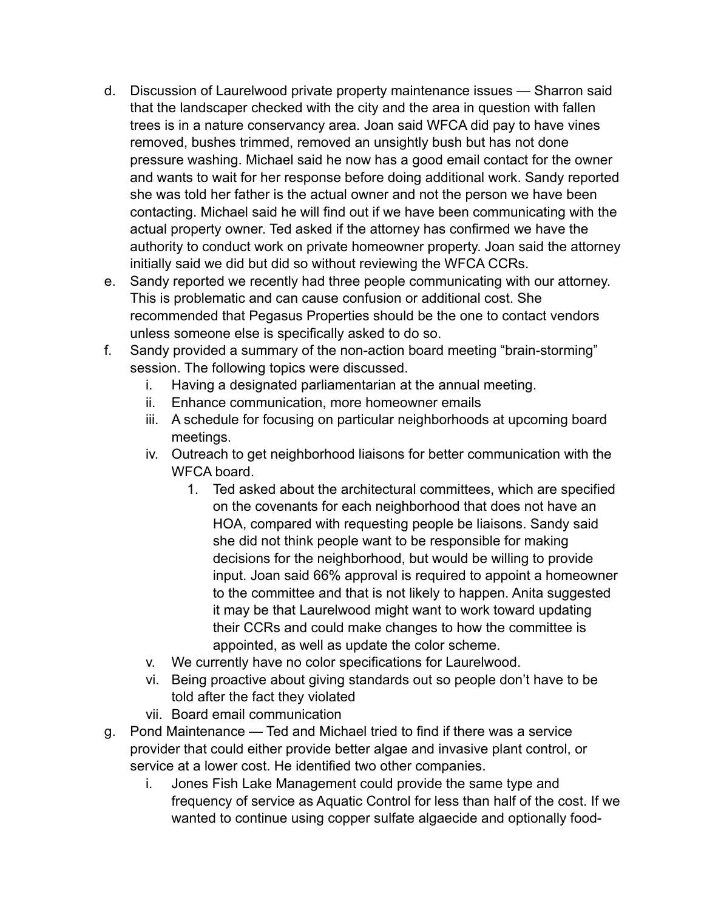d. Discussion of Laurelwood private property maintenance issues — Sharron said that the landscaper checked with the city and the area in question with fallen trees is in a nature conservancy area. Joan said WFCA did pay to have vines removed, bushes trimmed, removed an unsightly bush but has not done pressure washing. Michael said he now has a good email contact for the owner and wants to wait for her response before doing additional work. Sandy reported she was told her father is the actual owner and not the person we have been contacting. Michael said he will find out if we have been communicating with the actual property owner. Ted asked if the attorney has confirmed we have the authority to conduct work on private homeowner property. Joan said the attorney initially said we did but did so without reviewing the WFCA CCRs.

e. Sandy reported we recently had three people communicating with our attorney. This is problematic and can cause confusion or additional cost. She recommended that Pegasus Properties should be the one to contact vendors unless someone else is specifically asked to do so.

f. Sandy provided a summary of the non-action board meeting "brain-storming" session. The following topics were discussed.
   i. Having a designated parliamentarian at the annual meeting.
   ii. Enhance communication, more homeowner emails
   iii. A schedule for focusing on particular neighborhoods at upcoming board meetings.
   iv. Outreach to get neighborhood liaisons for better communication with the WFCA board.
      1. Ted asked about the architectural committees, which are specified on the covenants for each neighborhood that does not have an HOA, compared with requesting people be liaisons. Sandy said she did not think people want to be responsible for making decisions for the neighborhood, but would be willing to provide input. Joan said 66% approval is required to appoint a homeowner to the committee and that is not likely to happen. Anita suggested it may be that Laurelwood might want to work toward updating their CCRs and could make changes to how the committee is appointed, as well as update the color scheme.
   v. We currently have no color specifications for Laurelwood.
   vi. Being proactive about giving standards out so people don't have to be told after the fact they violated
   vii. Board email communication

g. Pond Maintenance — Ted and Michael tried to find if there was a service provider that could either provide better algae and invasive plant control, or service at a lower cost. He identified two other companies.
   i. Jones Fish Lake Management could provide the same type and frequency of service as Aquatic Control for less than half of the cost. If we wanted to continue using copper sulfate algaecide and optionally food-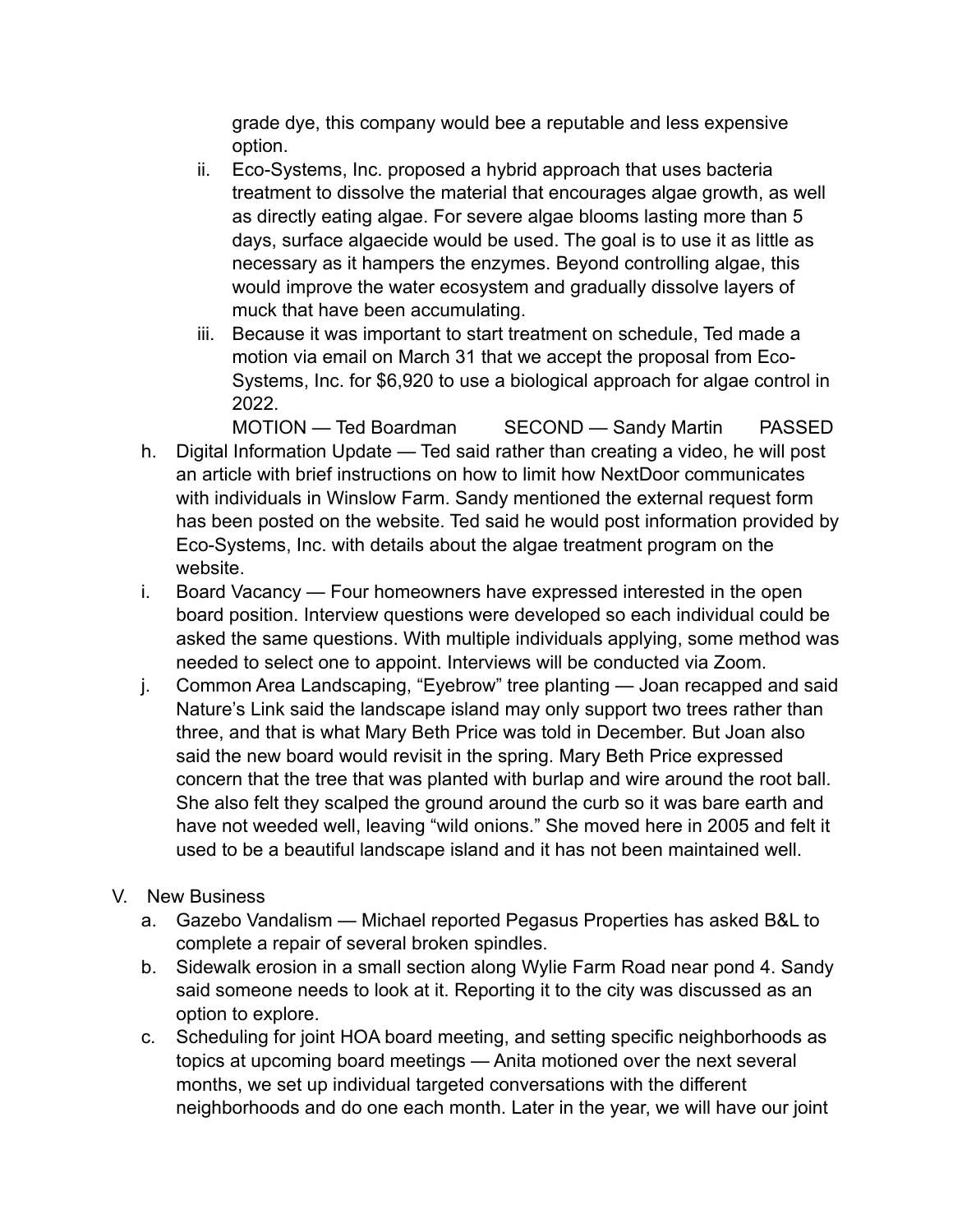grade dye, this company would bee a reputable and less expensive option.

   ii. Eco-Systems, Inc. proposed a hybrid approach that uses bacteria treatment to dissolve the material that encourages algae growth, as well as directly eating algae. For severe algae blooms lasting more than 5 days, surface algaecide would be used. The goal is to use it as little as necessary as it hampers the enzymes. Beyond controlling algae, this would improve the water ecosystem and gradually dissolve layers of muck that have been accumulating.
   iii. Because it was important to start treatment on schedule, Ted made a motion via email on March 31 that we accept the proposal from Eco-Systems, Inc. for $6,920 to use a biological approach for algae control in 2022.
   MOTION — Ted Boardman SECOND — Sandy Martin PASSED

h. Digital Information Update — Ted said rather than creating a video, he will post an article with brief instructions on how to limit how NextDoor communicates with individuals in Winslow Farm. Sandy mentioned the external request form has been posted on the website. Ted said he would post information provided by Eco-Systems, Inc. with details about the algae treatment program on the website.
i. Board Vacancy — Four homeowners have expressed interested in the open board position. Interview questions were developed so each individual could be asked the same questions. With multiple individuals applying, some method was needed to select one to appoint. Interviews will be conducted via Zoom.
j. Common Area Landscaping, "Eyebrow" tree planting — Joan recapped and said Nature's Link said the landscape island may only support two trees rather than three, and that is what Mary Beth Price was told in December. But Joan also said the new board would revisit in the spring. Mary Beth Price expressed concern that the tree that was planted with burlap and wire around the root ball. She also felt they scalped the ground around the curb so it was bare earth and have not weeded well, leaving "wild onions." She moved here in 2005 and felt it used to be a beautiful landscape island and it has not been maintained well.

V. New Business
   a. Gazebo Vandalism — Michael reported Pegasus Properties has asked B&L to complete a repair of several broken spindles.
   b. Sidewalk erosion in a small section along Wylie Farm Road near pond 4. Sandy said someone needs to look at it. Reporting it to the city was discussed as an option to explore.
   c. Scheduling for joint HOA board meeting, and setting specific neighborhoods as topics at upcoming board meetings — Anita motioned over the next several months, we set up individual targeted conversations with the different neighborhoods and do one each month. Later in the year, we will have our joint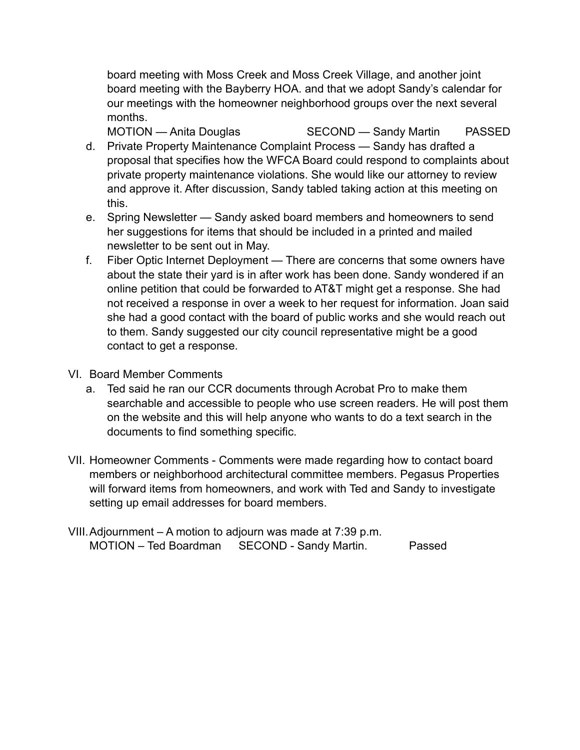board meeting with Moss Creek and Moss Creek Village, and another joint board meeting with the Bayberry HOA. and that we adopt Sandy's calendar for our meetings with the homeowner neighborhood groups over the next several months.
MOTION — Anita Douglas SECOND — Sandy Martin PASSED

d. Private Property Maintenance Complaint Process — Sandy has drafted a proposal that specifies how the WFCA Board could respond to complaints about private property maintenance violations. She would like our attorney to review and approve it. After discussion, Sandy tabled taking action at this meeting on this.

e. Spring Newsletter — Sandy asked board members and homeowners to send her suggestions for items that should be included in a printed and mailed newsletter to be sent out in May.

f. Fiber Optic Internet Deployment — There are concerns that some owners have about the state their yard is in after work has been done. Sandy wondered if an online petition that could be forwarded to AT&T might get a response. She had not received a response in over a week to her request for information. Joan said she had a good contact with the board of public works and she would reach out to them. Sandy suggested our city council representative might be a good contact to get a response.

VI. Board Member Comments

a. Ted said he ran our CCR documents through Acrobat Pro to make them searchable and accessible to people who use screen readers. He will post them on the website and this will help anyone who wants to do a text search in the documents to find something specific.

VII. Homeowner Comments - Comments were made regarding how to contact board members or neighborhood architectural committee members. Pegasus Properties will forward items from homeowners, and work with Ted and Sandy to investigate setting up email addresses for board members.

VIII. Adjournment – A motion to adjourn was made at 7:39 p.m.
MOTION – Ted Boardman SECOND - Sandy Martin. Passed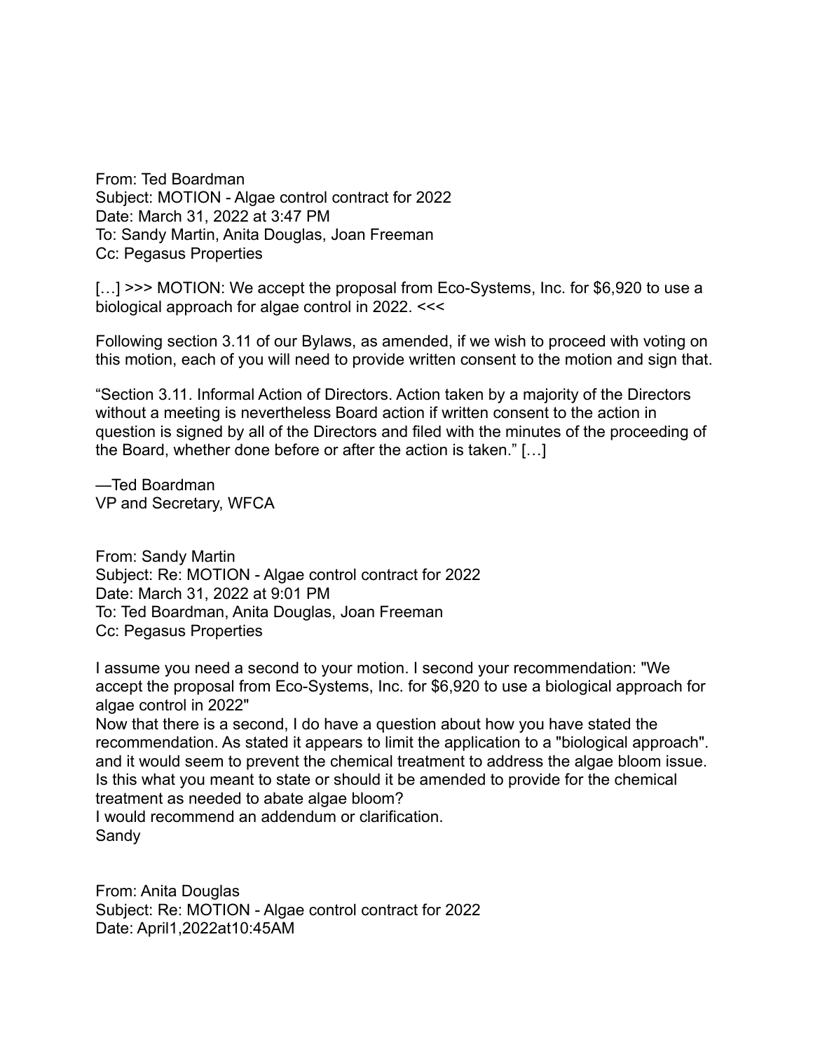From: Ted Boardman
Subject: MOTION - Algae control contract for 2022
Date: March 31, 2022 at 3:47 PM
To: Sandy Martin, Anita Douglas, Joan Freeman
Cc: Pegasus Properties

[…] >>> MOTION: We accept the proposal from Eco-Systems, Inc. for $6,920 to use a biological approach for algae control in 2022. <<<

Following section 3.11 of our Bylaws, as amended, if we wish to proceed with voting on this motion, each of you will need to provide written consent to the motion and sign that.

"Section 3.11. Informal Action of Directors. Action taken by a majority of the Directors without a meeting is nevertheless Board action if written consent to the action in question is signed by all of the Directors and filed with the minutes of the proceeding of the Board, whether done before or after the action is taken." […]

—Ted Boardman
VP and Secretary, WFCA

From: Sandy Martin
Subject: Re: MOTION - Algae control contract for 2022
Date: March 31, 2022 at 9:01 PM
To: Ted Boardman, Anita Douglas, Joan Freeman
Cc: Pegasus Properties

I assume you need a second to your motion. I second your recommendation: "We accept the proposal from Eco-Systems, Inc. for $6,920 to use a biological approach for algae control in 2022"
Now that there is a second, I do have a question about how you have stated the recommendation. As stated it appears to limit the application to a "biological approach". and it would seem to prevent the chemical treatment to address the algae bloom issue. Is this what you meant to state or should it be amended to provide for the chemical treatment as needed to abate algae bloom?
I would recommend an addendum or clarification.
Sandy

From: Anita Douglas
Subject: Re: MOTION - Algae control contract for 2022
Date: April1,2022at10:45AM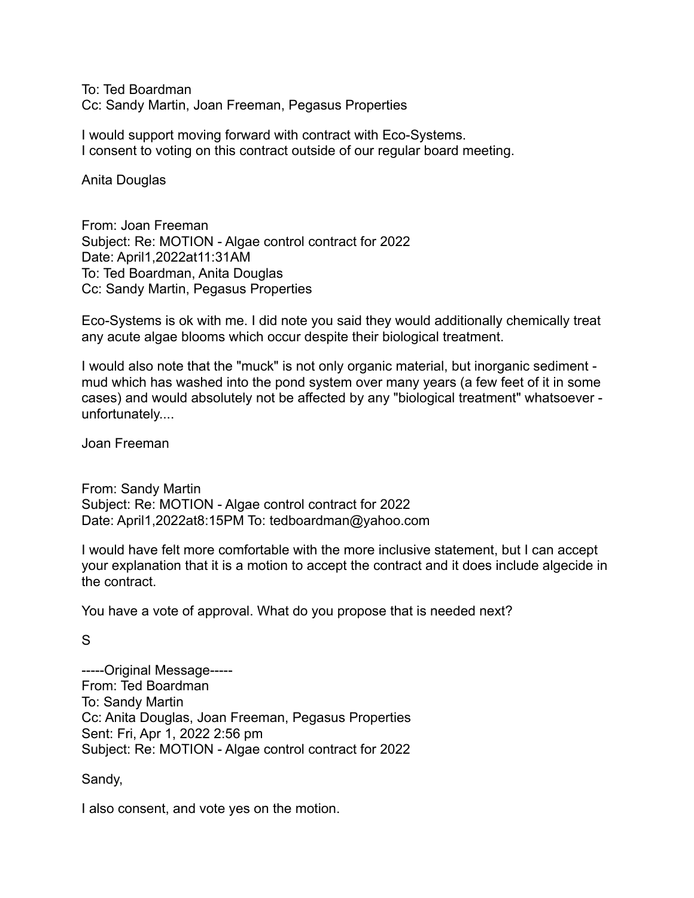To: Ted Boardman
Cc: Sandy Martin, Joan Freeman, Pegasus Properties

I would support moving forward with contract with Eco-Systems.
I consent to voting on this contract outside of our regular board meeting.

Anita Douglas

From: Joan Freeman
Subject: Re: MOTION - Algae control contract for 2022
Date: April1,2022at11:31AM
To: Ted Boardman, Anita Douglas
Cc: Sandy Martin, Pegasus Properties

Eco-Systems is ok with me. I did note you said they would additionally chemically treat any acute algae blooms which occur despite their biological treatment.

I would also note that the "muck" is not only organic material, but inorganic sediment - mud which has washed into the pond system over many years (a few feet of it in some cases) and would absolutely not be affected by any "biological treatment" whatsoever - unfortunately....

Joan Freeman

From: Sandy Martin
Subject: Re: MOTION - Algae control contract for 2022
Date: April1,2022at8:15PM To: tedboardman@yahoo.com

I would have felt more comfortable with the more inclusive statement, but I can accept your explanation that it is a motion to accept the contract and it does include algecide in the contract.

You have a vote of approval. What do you propose that is needed next?

S

-----Original Message-----
From: Ted Boardman
To: Sandy Martin
Cc: Anita Douglas, Joan Freeman, Pegasus Properties
Sent: Fri, Apr 1, 2022 2:56 pm
Subject: Re: MOTION - Algae control contract for 2022

Sandy,

I also consent, and vote yes on the motion.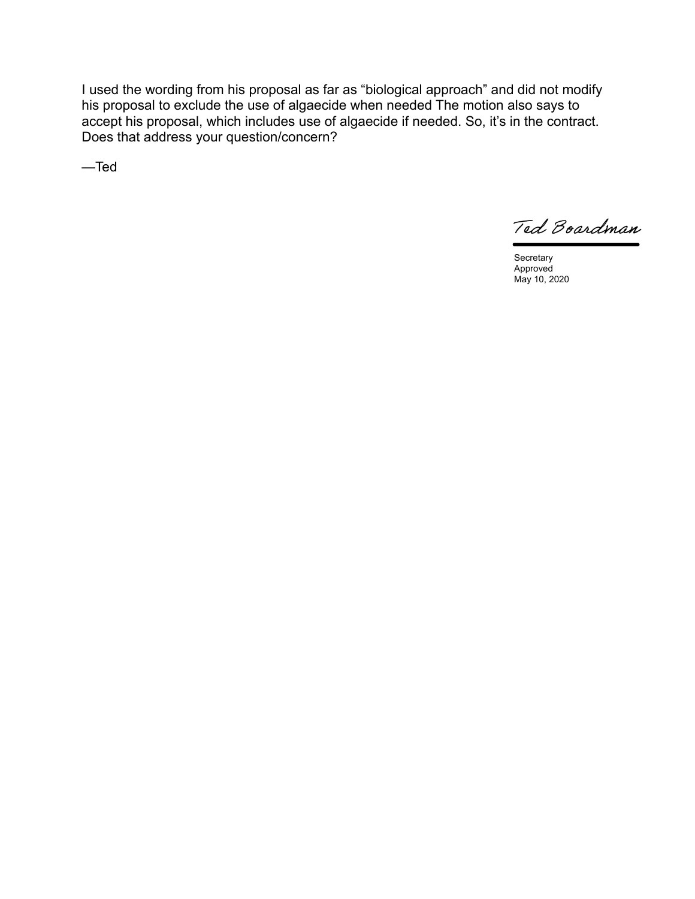I used the wording from his proposal as far as “biological approach” and did not modify his proposal to exclude the use of algaecide when needed The motion also says to accept his proposal, which includes use of algaecide if needed. So, it’s in the contract. Does that address your question/concern?

—Ted

Ted Boardman

Secretary
Approved
May 10, 2020